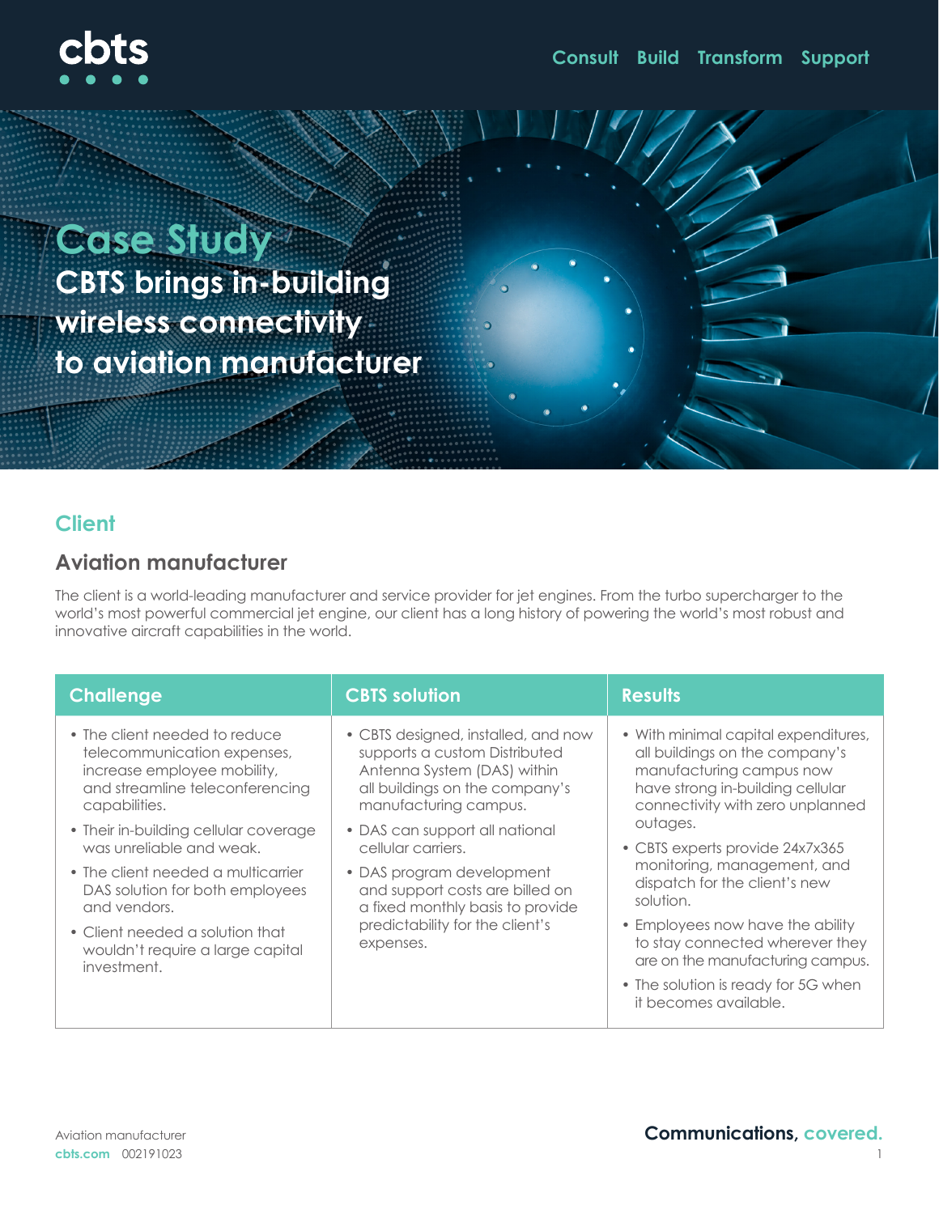# Case Study

## CBTS brings in-building wireless connectivity to aviation manufacturer

## Client

### Aviation manufacturer

The client is a world-leading manufacturer and service provider for jet engines. From the turbo supercharger to the world's most powerful commercial jet engine, our client has a long history of powering the world's most robust and innovative aircraft capabilities in the world.

| Challenge | CBTS solution | Results |
|---|---|---|
| • The client needed to reduce telecommunication expenses, increase employee mobility, and streamline teleconferencing capabilities.<br>• Their in-building cellular coverage was unreliable and weak.<br>• The client needed a multicarrier DAS solution for both employees and vendors.<br>• Client needed a solution that wouldn't require a large capital investment. | • CBTS designed, installed, and now supports a custom Distributed Antenna System (DAS) within all buildings on the company's manufacturing campus.<br>• DAS can support all national cellular carriers.<br>• DAS program development and support costs are billed on a fixed monthly basis to provide predictability for the client's expenses. | • With minimal capital expenditures, all buildings on the company's manufacturing campus now have strong in-building cellular connectivity with zero unplanned outages.<br>• CBTS experts provide 24x7x365 monitoring, management, and dispatch for the client's new solution.<br>• Employees now have the ability to stay connected wherever they are on the manufacturing campus.<br>• The solution is ready for 5G when it becomes available. |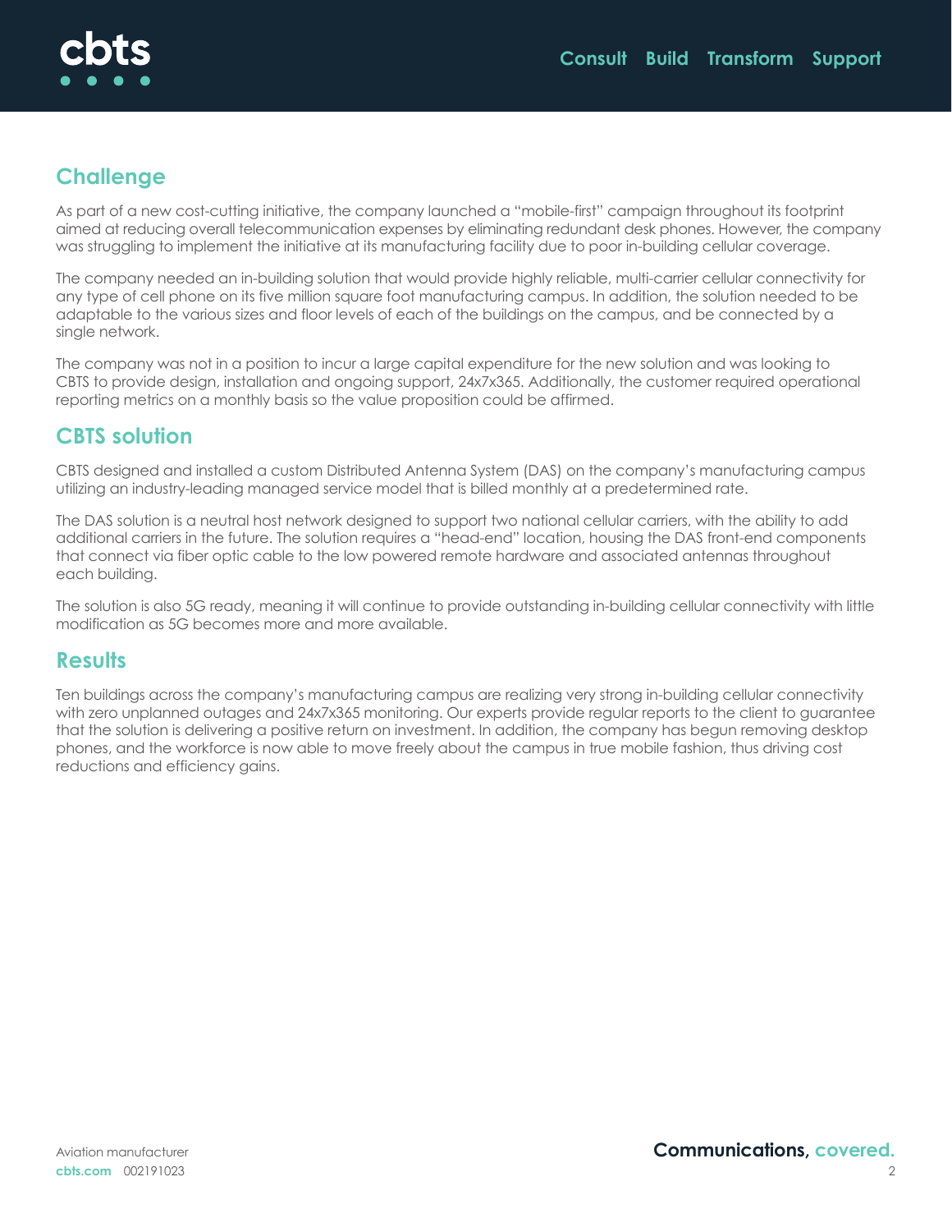## Challenge

As part of a new cost-cutting initiative, the company launched a "mobile-first" campaign throughout its footprint aimed at reducing overall telecommunication expenses by eliminating redundant desk phones. However, the company was struggling to implement the initiative at its manufacturing facility due to poor in-building cellular coverage.

The company needed an in-building solution that would provide highly reliable, multi-carrier cellular connectivity for any type of cell phone on its five million square foot manufacturing campus. In addition, the solution needed to be adaptable to the various sizes and floor levels of each of the buildings on the campus, and be connected by a single network.

The company was not in a position to incur a large capital expenditure for the new solution and was looking to CBTS to provide design, installation and ongoing support, 24x7x365. Additionally, the customer required operational reporting metrics on a monthly basis so the value proposition could be affirmed.

## CBTS solution

CBTS designed and installed a custom Distributed Antenna System (DAS) on the company's manufacturing campus utilizing an industry-leading managed service model that is billed monthly at a predetermined rate.

The DAS solution is a neutral host network designed to support two national cellular carriers, with the ability to add additional carriers in the future. The solution requires a "head-end" location, housing the DAS front-end components that connect via fiber optic cable to the low powered remote hardware and associated antennas throughout each building.

The solution is also 5G ready, meaning it will continue to provide outstanding in-building cellular connectivity with little modification as 5G becomes more and more available.

## Results

Ten buildings across the company's manufacturing campus are realizing very strong in-building cellular connectivity with zero unplanned outages and 24x7x365 monitoring. Our experts provide regular reports to the client to guarantee that the solution is delivering a positive return on investment. In addition, the company has begun removing desktop phones, and the workforce is now able to move freely about the campus in true mobile fashion, thus driving cost reductions and efficiency gains.